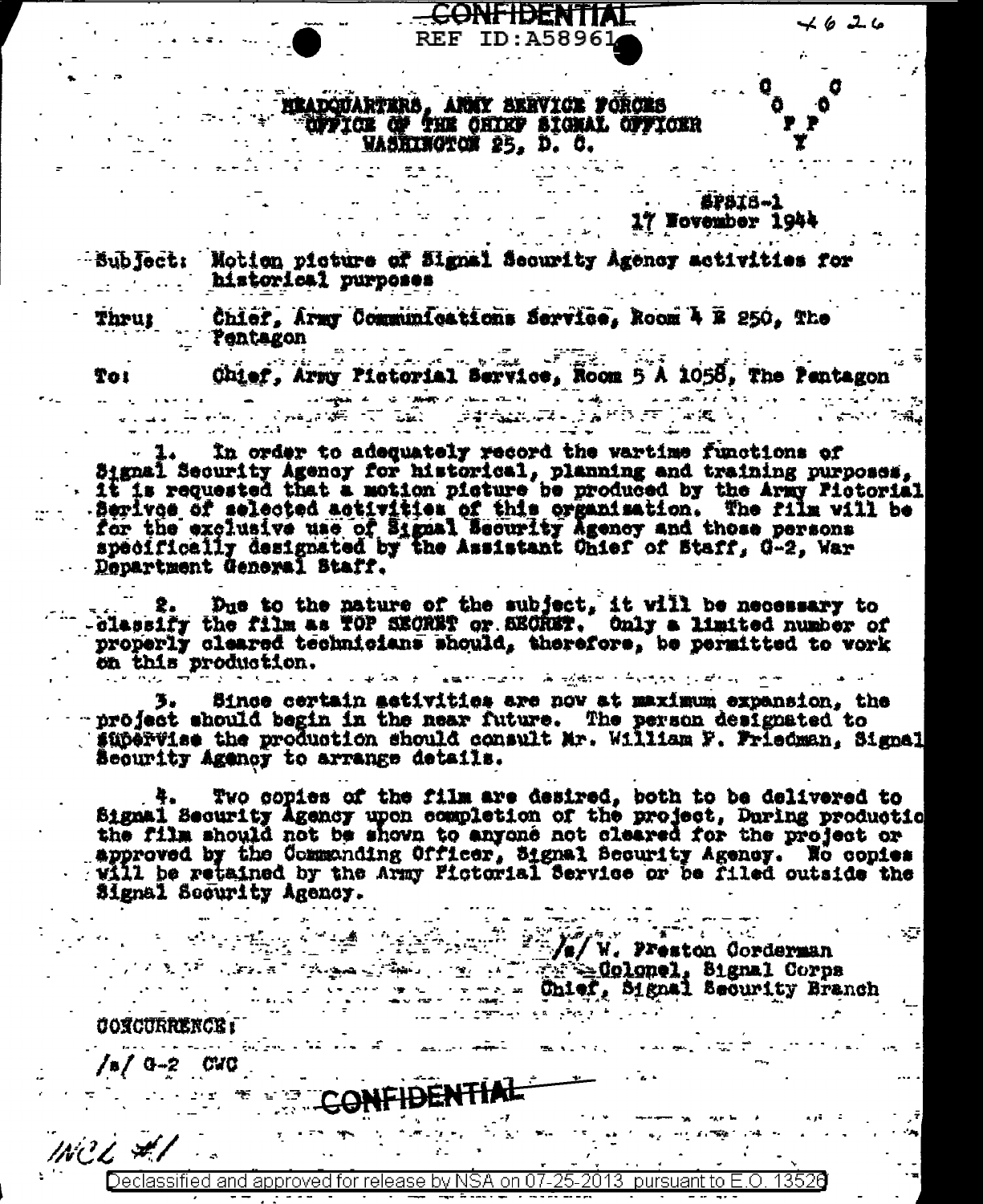CONFIDENTIAL

REF ID:A58961

HEADQUARTERS, ARMY SERVICE FORCES
OFFICE OF THE CHIEF SIGNAL OFFICER
WASHINGTON 25, D. C.

SPSIS-1
17 November 1944

Subject: Motion picture of Signal Security Agency activities for historical purposes

Thru: Chief, Army Communications Service, Room 4 E 250, The Pentagon

To: Chief, Army Pictorial Service, Room 5 A 1058, The Pentagon

1. In order to adequately record the wartime functions of Signal Security Agency for historical, planning and training purposes, it is requested that a motion picture be produced by the Army Pictorial Service of selected activities of this organization. The film will be for the exclusive use of Signal Security Agency and those persons specifically designated by the Assistant Chief of Staff, G-2, War Department General Staff.

2. Due to the nature of the subject, it will be necessary to classify the film as TOP SECRET or SECRET. Only a limited number of properly cleared technicians should, therefore, be permitted to work on this production.

3. Since certain activities are now at maximum expansion, the project should begin in the near future. The person designated to supervise the production should consult Mr. William F. Friedman, Signal Security Agency to arrange details.

4. Two copies of the film are desired, both to be delivered to Signal Security Agency upon completion of the project, During productio the film should not be shown to anyone not cleared for the project or approved by the Commanding Officer, Signal Security Agency. No copies will be retained by the Army Pictorial Service or be filed outside the Signal Security Agency.

/s/ W. Preston Corderman
Colonel, Signal Corps
Chief, Signal Security Branch

CONCURRENCE:

/s/ G-2 CWC

CONFIDENTIAL

INCL #1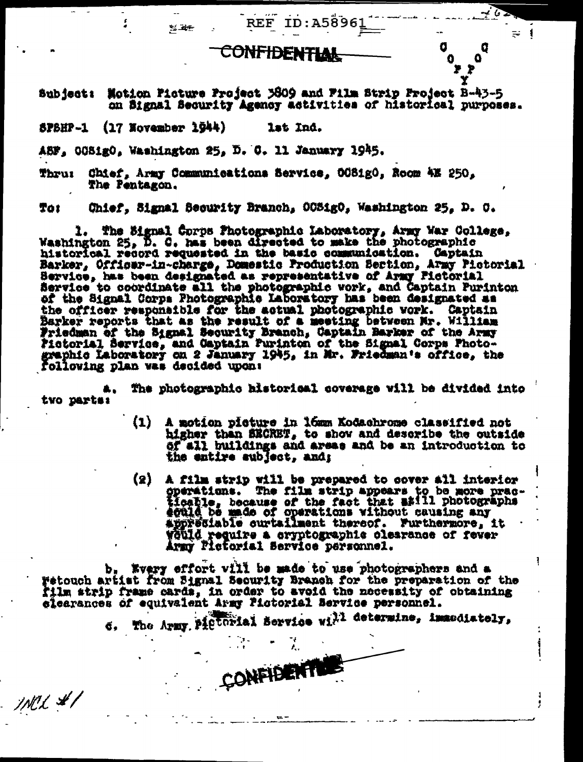REF ID:A58961

CONFIDENTIAL

Subject: Motion Picture Project 3809 and Film Strip Project B-43-5 on Signal Security Agency activities of historical purposes.

SPSHP-1 (17 November 1944) 1st Ind.

ASF, OCSigO, Washington 25, D. C. 11 January 1945.

Thru: Chief, Army Communications Service, OCSigO, Room 4E 250, The Pentagon.

To: Chief, Signal Security Branch, OCSigO, Washington 25, D. C.

1. The Signal Corps Photographic Laboratory, Army War College, Washington 25, D. C. has been directed to make the photographic historical record requested in the basic communication. Captain Barker, Officer-in-charge, Domestic Production Section, Army Pictorial Service, has been designated as representative of Army Pictorial Service to coordinate all the photographic work, and Captain Purinton of the Signal Corps Photographic Laboratory has been designated as the officer responsible for the actual photographic work. Captain Barker reports that as the result of a meeting between Mr. William Friedman of the Signal Security Branch, Captain Barker of the Army Pictorial Service, and Captain Purinton of the Signal Corps Photographic Laboratory on 2 January 1945, in Mr. Friedman's office, the following plan was decided upon:

a. The photographic historical coverage will be divided into two parts:

(1) A motion picture in 16mm Kodachrome classified not higher than SECRET, to show and describe the outside of all buildings and areas and be an introduction to the entire subject, and;

(2) A film strip will be prepared to cover all interior operations. The film strip appears to be more practicable, because of the fact that still photographs could be made of operations without causing any appreciable curtailment thereof. Furthermore, it would require a cryptographic clearance of fewer Army Pictorial Service personnel.

b. Every effort will be made to use photographers and a retouch artist from Signal Security Branch for the preparation of the film strip frame cards, in order to avoid the necessity of obtaining clearances of equivalent Army Pictorial Service personnel.

c. The Army Pictorial Service will determine, immediately,

CONFIDENTIAL

INCL #1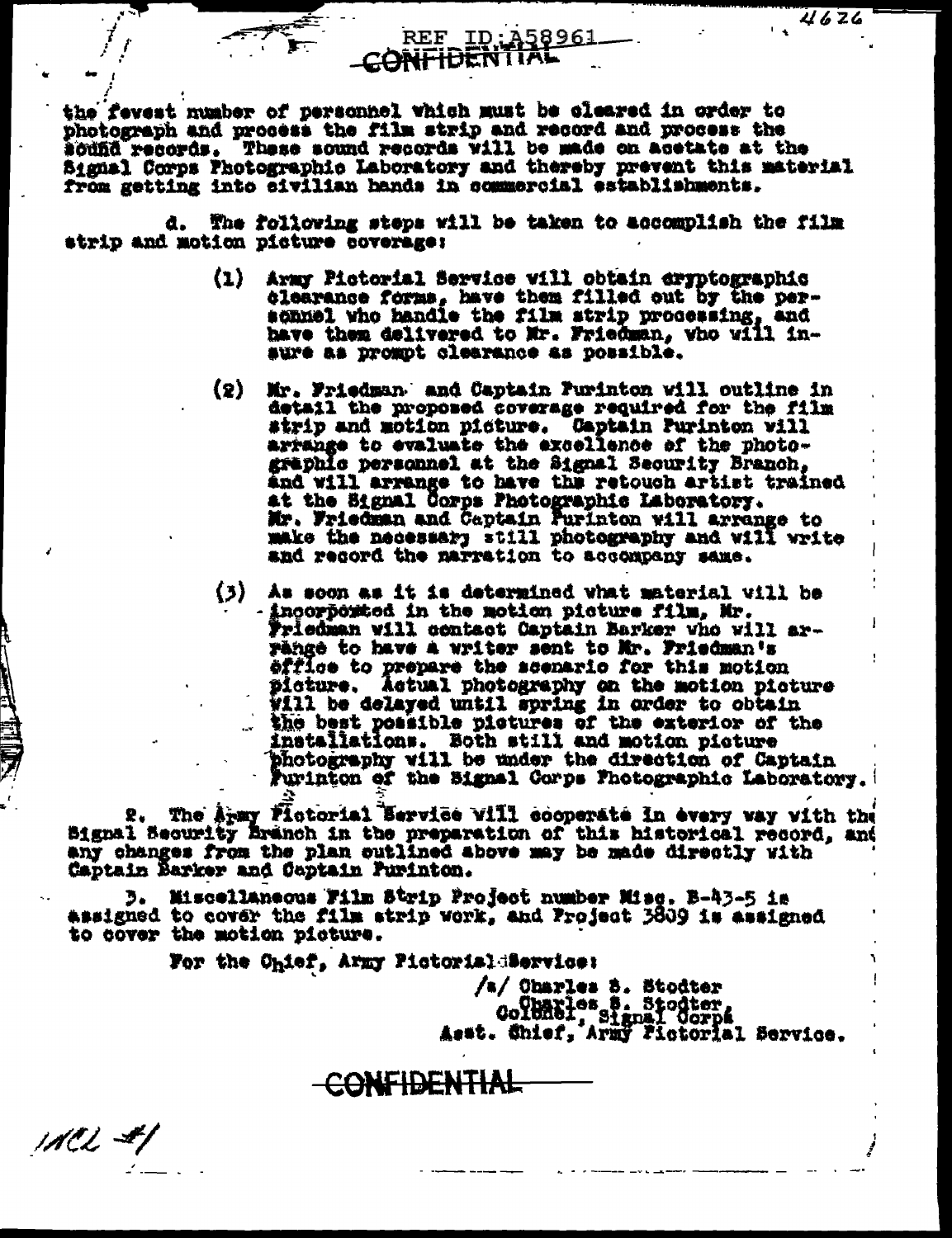REF ID:A58961

CONFIDENTIAL

the fewest number of personnel which must be cleared in order to photograph and process the film strip and record and process the sound records. These sound records will be made on acetate at the Signal Corps Photographic Laboratory and thereby prevent this material from getting into civilian hands in commercial establishments.

d. The following steps will be taken to accomplish the film strip and motion picture coverage:

(1) Army Pictorial Service will obtain cryptographic clearance forms, have them filled out by the personnel who handle the film strip processing, and have them delivered to Mr. Friedman, who will insure as prompt clearance as possible.

(2) Mr. Friedman and Captain Furinton will outline in detail the proposed coverage required for the film strip and motion picture. Captain Furinton will arrange to evaluate the excellence of the photographic personnel at the Signal Security Branch, and will arrange to have the retouch artist trained at the Signal Corps Photographic Laboratory. Mr. Friedman and Captain Furinton will arrange to make the necessary still photography and will write and record the narration to accompany same.

(3) As soon as it is determined what material will be incorporated in the motion picture film, Mr. Friedman will contact Captain Barker who will arrange to have a writer sent to Mr. Friedman's office to prepare the scenario for this motion picture. Actual photography on the motion picture will be delayed until spring in order to obtain the best possible pictures of the exterior of the installations. Both still and motion picture photography will be under the direction of Captain Furinton of the Signal Corps Photographic Laboratory.

2. The Army Pictorial Service will cooperate in every way with the Signal Security Branch in the preparation of this historical record, and any changes from the plan outlined above may be made directly with Captain Barker and Captain Furinton.

3. Miscellaneous Film Strip Project number Misc. B-43-5 is assigned to cover the film strip work, and Project 3809 is assigned to cover the motion picture.

For the Chief, Army Pictorial Service:

/s/ Charles S. Stodter
Charles S. Stodter,
Colonel, Signal Corps,
Asst. Chief, Army Pictorial Service.

CONFIDENTIAL

INCL #1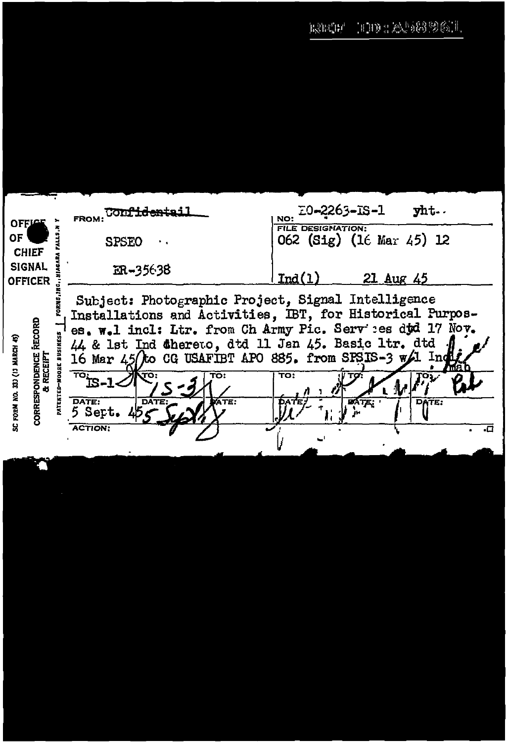REF ID:A58961

OFFICE OF CHIEF SIGNAL OFFICER

SC FORM NO. 333 (13 MARCH 45)

CORRESPONDENCE RECORD & RECEIPT

PATENTED—MOORE BUSINESS FORMS, INC., NIAGARA FALLS, N.Y.

| FROM: ~~Confidentail~~ | NO: E0-2263-IS-1 yht.. |
|---|---|
| SPSEO | FILE DESIGNATION: 062 (Sig) (16 Mar 45) 12 |
| ER-35638 | Ind(1) 21 Aug 45 |

Subject: Photographic Project, Signal Intelligence Installations and Activities, IBT, for Historical Purposes. w.1 incl: Ltr. from Ch Army Pic. Services dtd 17 Nov. 44 & 1st Ind thereto, dtd 11 Jan 45. Basic ltr. dtd 16 Mar 45 to CG USAFIBT APO 885. from SPSIS-3 w/1 Incl.

mab

| TO: IS-1 | TO: IS-3 | TO: | TO: | TO: | TO: |
|---|---|---|---|---|---|
| DATE: 5 Sept. 45 | DATE: 5 Sep | DATE: | DATE: | DATE: | DATE: |

ACTION: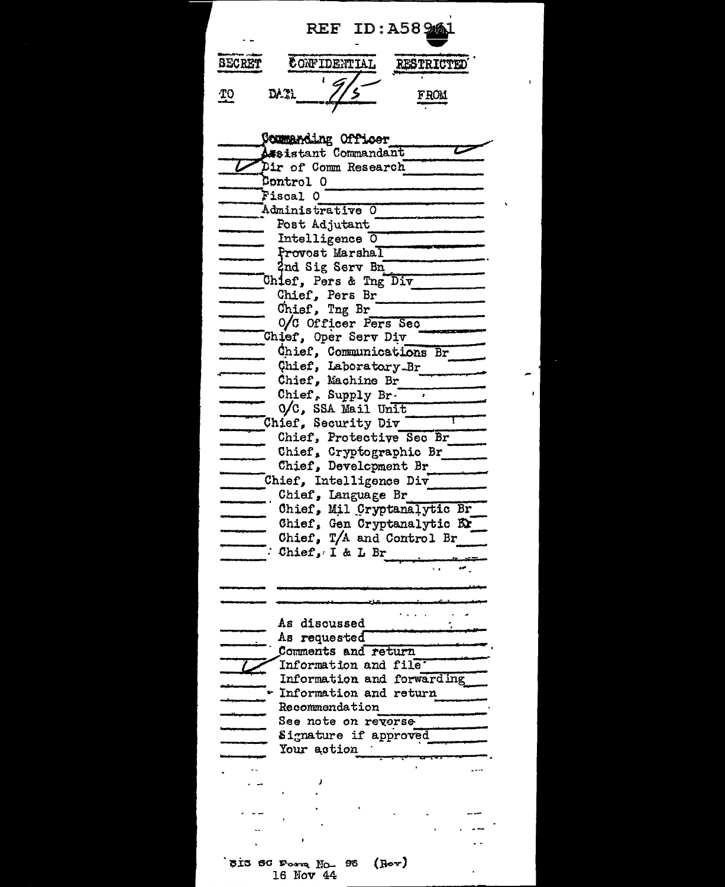REF ID:A58961

SECRET CONFIDENTIAL RESTRICTED

TO DATE 9/5 FROM

| | |
|---|---|
| | Commanding Officer |
| | Assistant Commandant ✓ |
| ✓ | Dir of Comm Research |
| | Control O |
| | Fiscal O |
| | Administrative O |
| | Post Adjutant |
| | Intelligence O |
| | Provost Marshal |
| | 2nd Sig Serv Bn |
| | Chief, Pers & Tng Div |
| | Chief, Pers Br |
| | Chief, Tng Br |
| | O/C Officer Pers Sec |
| | Chief, Oper Serv Div |
| | Chief, Communications Br |
| | Chief, Laboratory Br |
| | Chief, Machine Br |
| | Chief, Supply Br |
| | O/C, SSA Mail Unit |
| | Chief, Security Div |
| | Chief, Protective Sec Br |
| | Chief, Cryptographic Br |
| | Chief, Development Br |
| | Chief, Intelligence Div |
| | Chief, Language Br |
| | Chief, Mil Cryptanalytic Br |
| | Chief, Gen Cryptanalytic Br |
| | Chief, T/A and Control Br |
| | Chief, I & L Br |
| | |
| | |
| | As discussed |
| | As requested |
| | Comments and return |
| ✓ | Information and file |
| | Information and forwarding |
| | Information and return |
| | Recommendation |
| | See note on reverse |
| | Signature if approved |
| | Your action |

SIS SC Form No. 96 (Rev)
16 Nov 44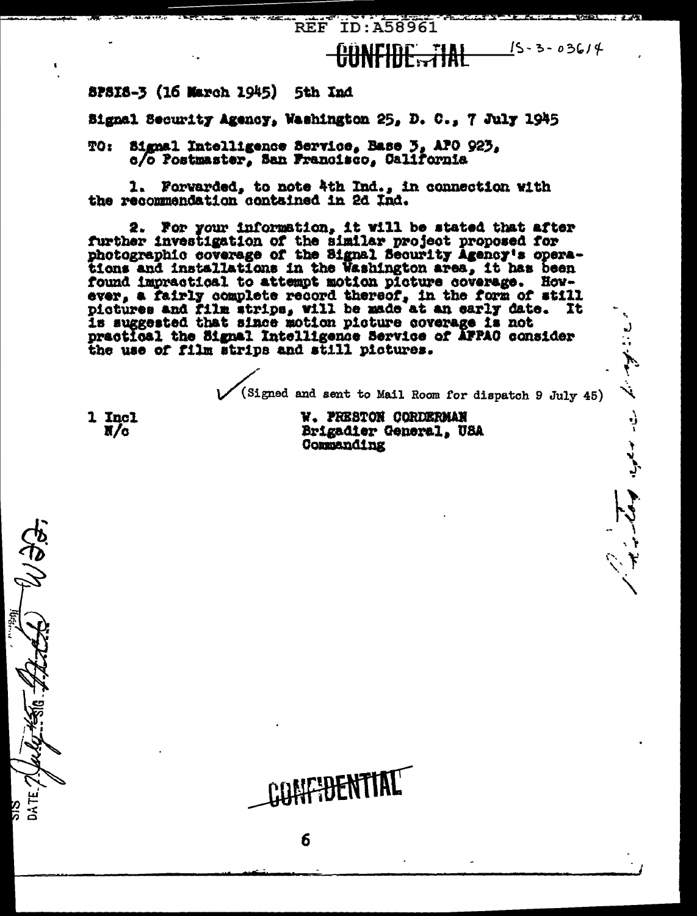REF ID:A58961

CONFIDENTIAL 15-3-03614

SPSIS-3 (16 March 1945) 5th Ind

Signal Security Agency, Washington 25, D. C., 7 July 1945

TO: Signal Intelligence Service, Base 3, APO 923, c/o Postmaster, San Francisco, California

1. Forwarded, to note 4th Ind., in connection with the recommendation contained in 2d Ind.

2. For your information, it will be stated that after further investigation of the similar project proposed for photographic coverage of the Signal Security Agency's operations and installations in the Washington area, it has been found impractical to attempt motion picture coverage. However, a fairly complete record thereof, in the form of still pictures and film strips, will be made at an early date. It is suggested that since motion picture coverage is not practical the Signal Intelligence Service of AFPAC consider the use of film strips and still pictures.

✓(Signed and sent to Mail Room for dispatch 9 July 45)

1 Incl
N/c

W. PRESTON CORDERMAN
Brigadier General, USA
Commanding

SIS
DATE 7 July 45

CONFIDENTIAL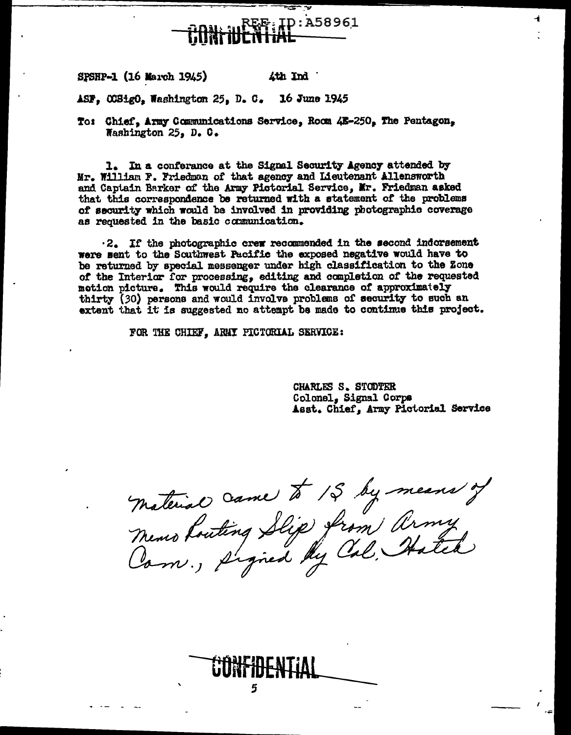REF ID:A58961

CONFIDENTIAL

SPSHP-1 (16 March 1945) 4th Ind

ASF, OCSigO, Washington 25, D. C. 16 June 1945

To: Chief, Army Communications Service, Room 4E-250, The Pentagon, Washington 25, D. C.

1. In a conferance at the Signal Security Agency attended by Mr. William F. Friedman of that agency and Lieutenant Allensworth and Captain Barker of the Army Pictorial Service, Mr. Friedman asked that this correspondence be returned with a statement of the problems of security which would be involved in providing photographic coverage as requested in the basic communication.

2. If the photographic crew recommended in the second indorsement were sent to the Southwest Pacific the exposed negative would have to be returned by special messenger under high classification to the Zone of the Interior for processing, editing and completion of the requested motion picture. This would require the clearance of approximately thirty (30) persons and would involve problems of security to such an extent that it is suggested no attempt be made to continue this project.

FOR THE CHIEF, ARMY PICTORIAL SERVICE:

CHARLES S. STODTER
Colonel, Signal Corps
Asst. Chief, Army Pictorial Service

Material came to IS by means of Memo Routing Slip from Army Com., signed by Col. Hatch

CONFIDENTIAL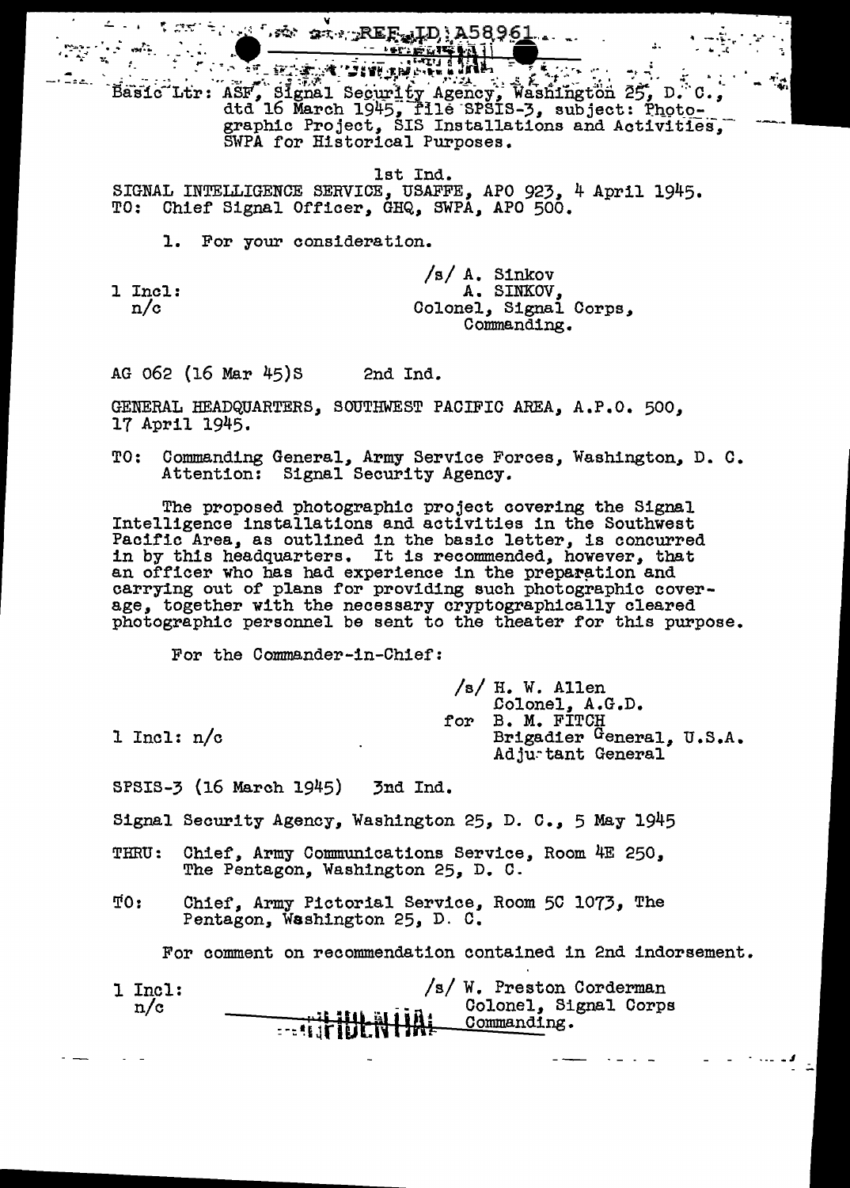REF ID:A58961

Basic Ltr: ASF, Signal Security Agency, Washington 25, D. C., dtd 16 March 1945, file SPSIS-3, subject: Photographic Project, SIS Installations and Activities, SWPA for Historical Purposes.

1st Ind.

SIGNAL INTELLIGENCE SERVICE, USAFFE, APO 923, 4 April 1945.
TO: Chief Signal Officer, GHQ, SWPA, APO 500.

1. For your consideration.

1 Incl:
n/c

/s/ A. Sinkov
A. SINKOV,
Colonel, Signal Corps,
Commanding.

AG 062 (16 Mar 45)S    2nd Ind.

GENERAL HEADQUARTERS, SOUTHWEST PACIFIC AREA, A.P.O. 500, 17 April 1945.

TO: Commanding General, Army Service Forces, Washington, D. C.
Attention: Signal Security Agency.

The proposed photographic project covering the Signal Intelligence installations and activities in the Southwest Pacific Area, as outlined in the basic letter, is concurred in by this headquarters. It is recommended, however, that an officer who has had experience in the preparation and carrying out of plans for providing such photographic coverage, together with the necessary cryptographically cleared photographic personnel be sent to the theater for this purpose.

For the Commander-in-Chief:

1 Incl: n/c

/s/ H. W. Allen
Colonel, A.G.D.
for B. M. FITCH
Brigadier General, U.S.A.
Adjutant General

SPSIS-3 (16 March 1945)    3nd Ind.

Signal Security Agency, Washington 25, D. C., 5 May 1945

THRU: Chief, Army Communications Service, Room 4E 250, The Pentagon, Washington 25, D. C.

TO: Chief, Army Pictorial Service, Room 5C 1073, The Pentagon, Washington 25, D. C.

For comment on recommendation contained in 2nd indorsement.

1 Incl:
n/c

/s/ W. Preston Corderman
Colonel, Signal Corps
Commanding.

CONFIDENTIAL